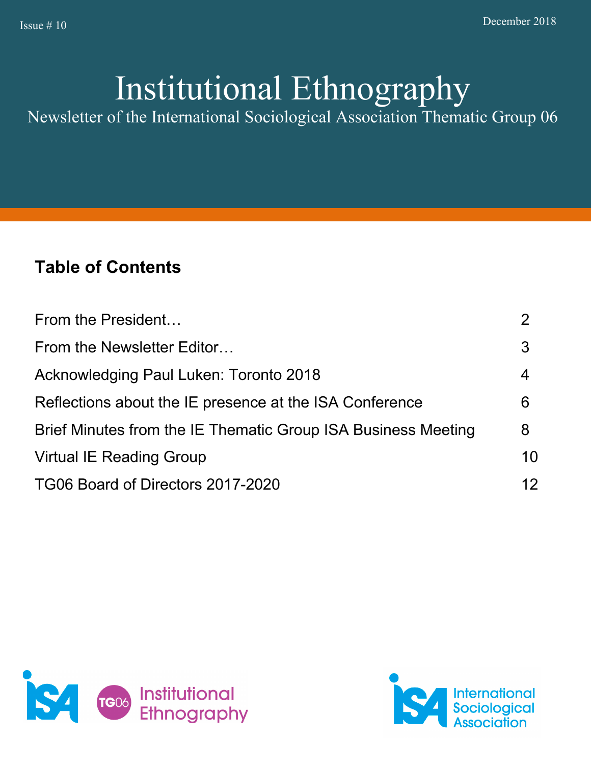Issue # 10

December 2018

# Institutional Ethnography

Newsletter of the International Sociological Association Thematic Group 06

## Table of Contents

| | |
|---|---|
| From the President… | 2 |
| From the Newsletter Editor… | 3 |
| Acknowledging Paul Luken: Toronto 2018 | 4 |
| Reflections about the IE presence at the ISA Conference | 6 |
| Brief Minutes from the IE Thematic Group ISA Business Meeting | 8 |
| Virtual IE Reading Group | 10 |
| TG06 Board of Directors 2017-2020 | 12 |

ISA TG06 Institutional Ethnography

ISA International Sociological Association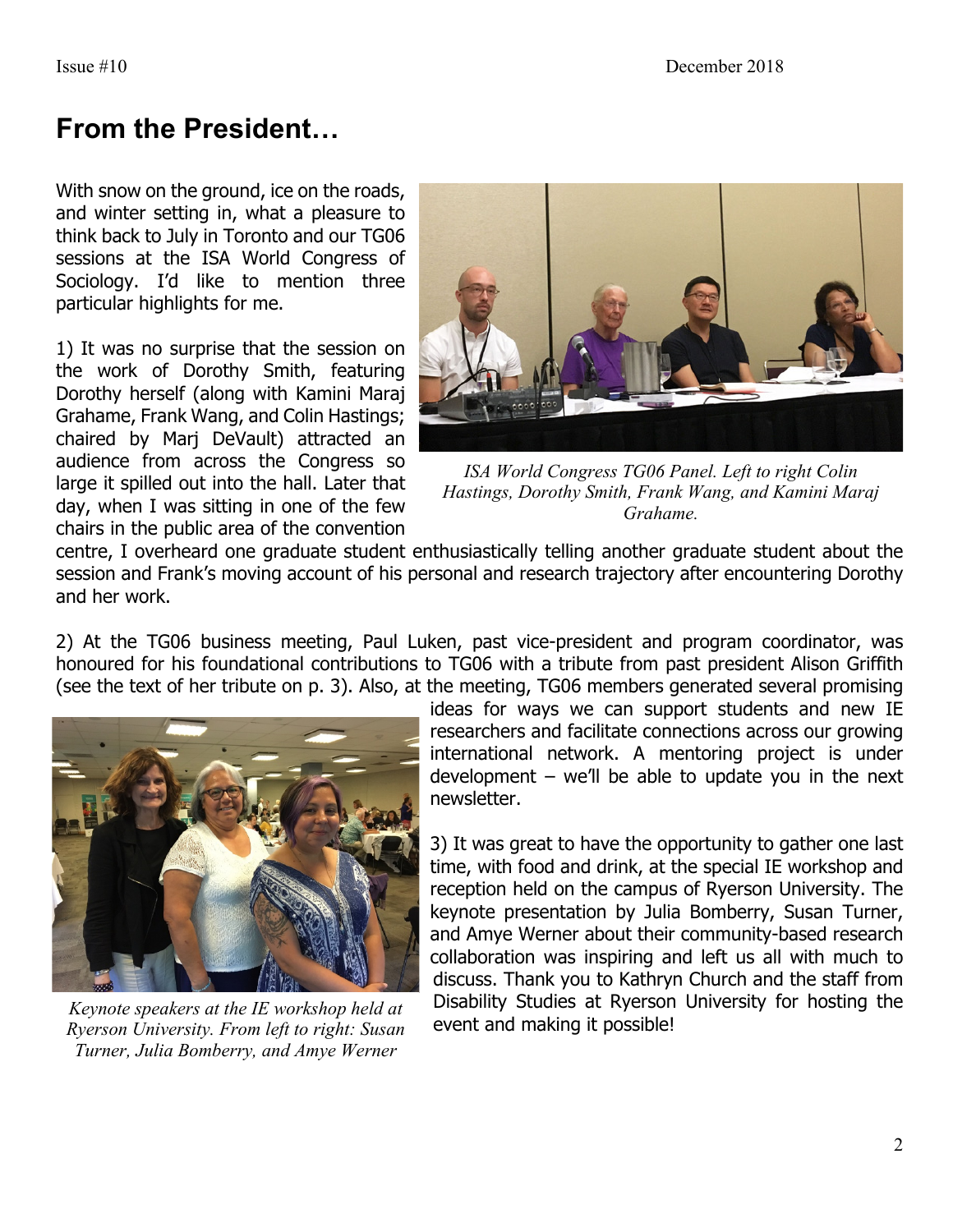## From the President…

With snow on the ground, ice on the roads, and winter setting in, what a pleasure to think back to July in Toronto and our TG06 sessions at the ISA World Congress of Sociology. I'd like to mention three particular highlights for me.

*ISA World Congress TG06 Panel. Left to right Colin Hastings, Dorothy Smith, Frank Wang, and Kamini Maraj Grahame.*

1) It was no surprise that the session on the work of Dorothy Smith, featuring Dorothy herself (along with Kamini Maraj Grahame, Frank Wang, and Colin Hastings; chaired by Marj DeVault) attracted an audience from across the Congress so large it spilled out into the hall. Later that day, when I was sitting in one of the few chairs in the public area of the convention centre, I overheard one graduate student enthusiastically telling another graduate student about the session and Frank's moving account of his personal and research trajectory after encountering Dorothy and her work.

2) At the TG06 business meeting, Paul Luken, past vice-president and program coordinator, was honoured for his foundational contributions to TG06 with a tribute from past president Alison Griffith (see the text of her tribute on p. 3). Also, at the meeting, TG06 members generated several promising ideas for ways we can support students and new IE researchers and facilitate connections across our growing international network. A mentoring project is under development – we'll be able to update you in the next newsletter.

*Keynote speakers at the IE workshop held at Ryerson University. From left to right: Susan Turner, Julia Bomberry, and Amye Werner*

3) It was great to have the opportunity to gather one last time, with food and drink, at the special IE workshop and reception held on the campus of Ryerson University. The keynote presentation by Julia Bomberry, Susan Turner, and Amye Werner about their community-based research collaboration was inspiring and left us all with much to discuss. Thank you to Kathryn Church and the staff from Disability Studies at Ryerson University for hosting the event and making it possible!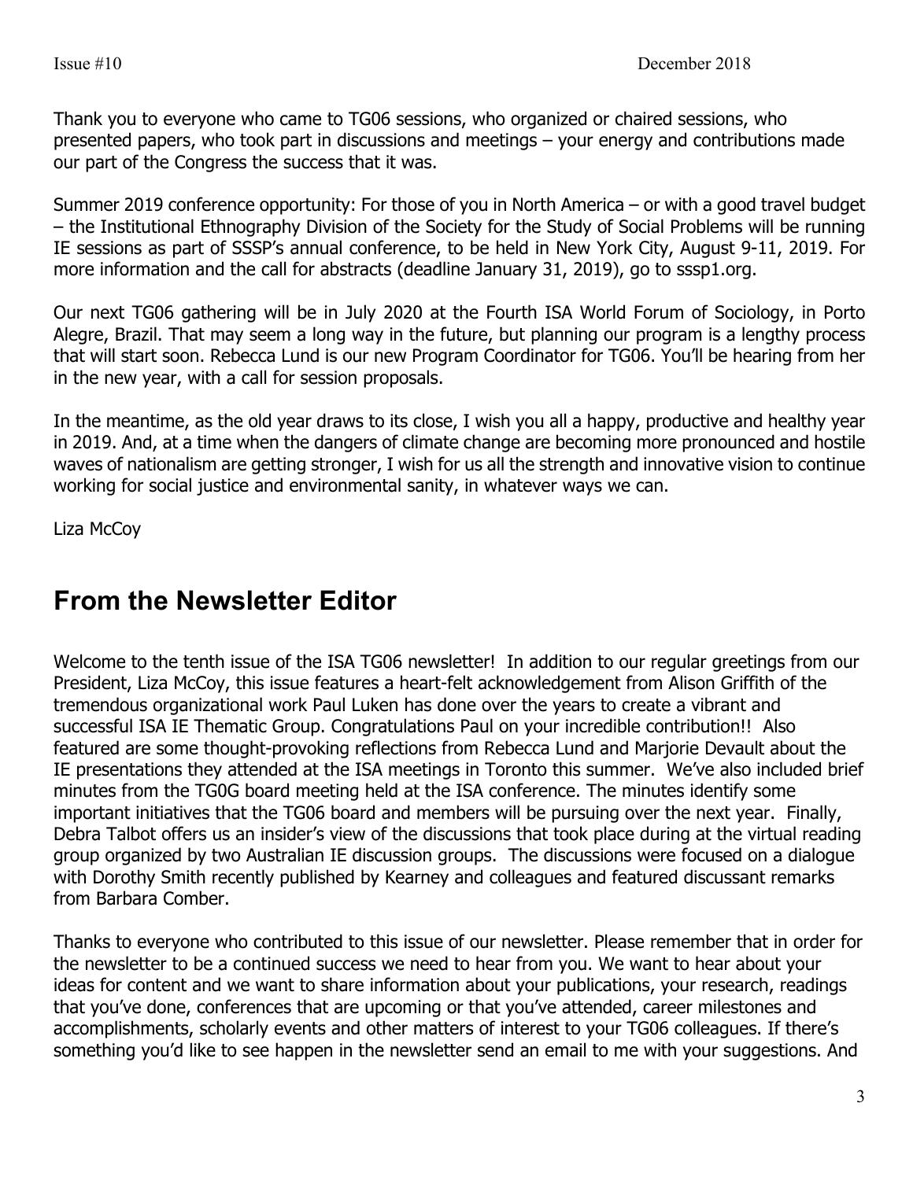Thank you to everyone who came to TG06 sessions, who organized or chaired sessions, who presented papers, who took part in discussions and meetings – your energy and contributions made our part of the Congress the success that it was.

Summer 2019 conference opportunity: For those of you in North America – or with a good travel budget – the Institutional Ethnography Division of the Society for the Study of Social Problems will be running IE sessions as part of SSSP's annual conference, to be held in New York City, August 9-11, 2019. For more information and the call for abstracts (deadline January 31, 2019), go to sssp1.org.

Our next TG06 gathering will be in July 2020 at the Fourth ISA World Forum of Sociology, in Porto Alegre, Brazil. That may seem a long way in the future, but planning our program is a lengthy process that will start soon. Rebecca Lund is our new Program Coordinator for TG06. You'll be hearing from her in the new year, with a call for session proposals.

In the meantime, as the old year draws to its close, I wish you all a happy, productive and healthy year in 2019. And, at a time when the dangers of climate change are becoming more pronounced and hostile waves of nationalism are getting stronger, I wish for us all the strength and innovative vision to continue working for social justice and environmental sanity, in whatever ways we can.

Liza McCoy

## From the Newsletter Editor

Welcome to the tenth issue of the ISA TG06 newsletter! In addition to our regular greetings from our President, Liza McCoy, this issue features a heart-felt acknowledgement from Alison Griffith of the tremendous organizational work Paul Luken has done over the years to create a vibrant and successful ISA IE Thematic Group. Congratulations Paul on your incredible contribution!! Also featured are some thought-provoking reflections from Rebecca Lund and Marjorie Devault about the IE presentations they attended at the ISA meetings in Toronto this summer. We've also included brief minutes from the TG0G board meeting held at the ISA conference. The minutes identify some important initiatives that the TG06 board and members will be pursuing over the next year. Finally, Debra Talbot offers us an insider's view of the discussions that took place during at the virtual reading group organized by two Australian IE discussion groups. The discussions were focused on a dialogue with Dorothy Smith recently published by Kearney and colleagues and featured discussant remarks from Barbara Comber.

Thanks to everyone who contributed to this issue of our newsletter. Please remember that in order for the newsletter to be a continued success we need to hear from you. We want to hear about your ideas for content and we want to share information about your publications, your research, readings that you've done, conferences that are upcoming or that you've attended, career milestones and accomplishments, scholarly events and other matters of interest to your TG06 colleagues. If there's something you'd like to see happen in the newsletter send an email to me with your suggestions. And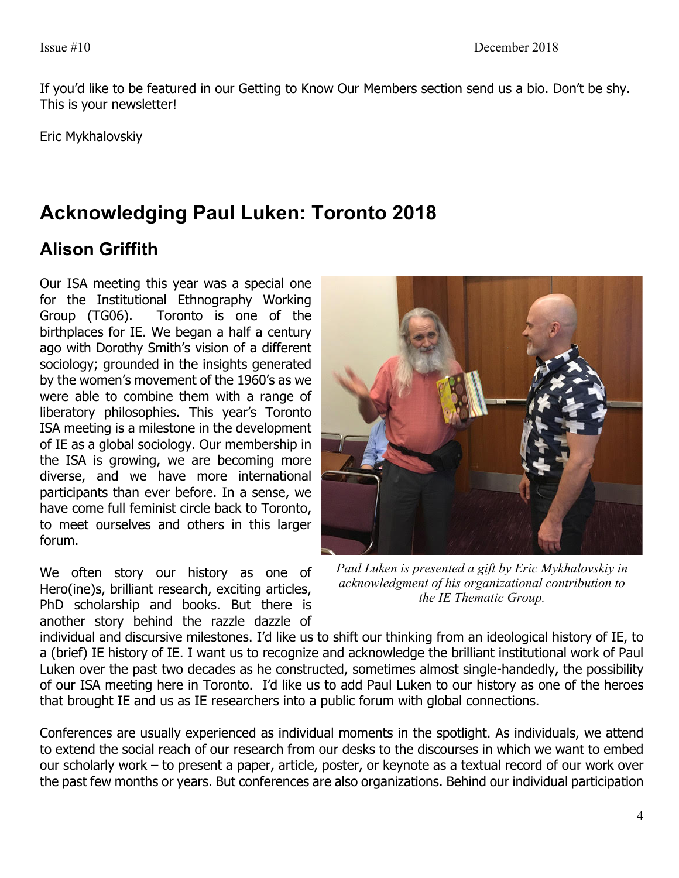If you'd like to be featured in our Getting to Know Our Members section send us a bio. Don't be shy. This is your newsletter!

Eric Mykhalovskiy

## Acknowledging Paul Luken: Toronto 2018

### Alison Griffith

Our ISA meeting this year was a special one for the Institutional Ethnography Working Group (TG06). Toronto is one of the birthplaces for IE. We began a half a century ago with Dorothy Smith's vision of a different sociology; grounded in the insights generated by the women's movement of the 1960's as we were able to combine them with a range of liberatory philosophies. This year's Toronto ISA meeting is a milestone in the development of IE as a global sociology. Our membership in the ISA is growing, we are becoming more diverse, and we have more international participants than ever before. In a sense, we have come full feminist circle back to Toronto, to meet ourselves and others in this larger forum.

*Paul Luken is presented a gift by Eric Mykhalovskiy in acknowledgment of his organizational contribution to the IE Thematic Group.*

We often story our history as one of Hero(ine)s, brilliant research, exciting articles, PhD scholarship and books. But there is another story behind the razzle dazzle of individual and discursive milestones. I'd like us to shift our thinking from an ideological history of IE, to a (brief) IE history of IE. I want us to recognize and acknowledge the brilliant institutional work of Paul Luken over the past two decades as he constructed, sometimes almost single-handedly, the possibility of our ISA meeting here in Toronto. I'd like us to add Paul Luken to our history as one of the heroes that brought IE and us as IE researchers into a public forum with global connections.

Conferences are usually experienced as individual moments in the spotlight. As individuals, we attend to extend the social reach of our research from our desks to the discourses in which we want to embed our scholarly work – to present a paper, article, poster, or keynote as a textual record of our work over the past few months or years. But conferences are also organizations. Behind our individual participation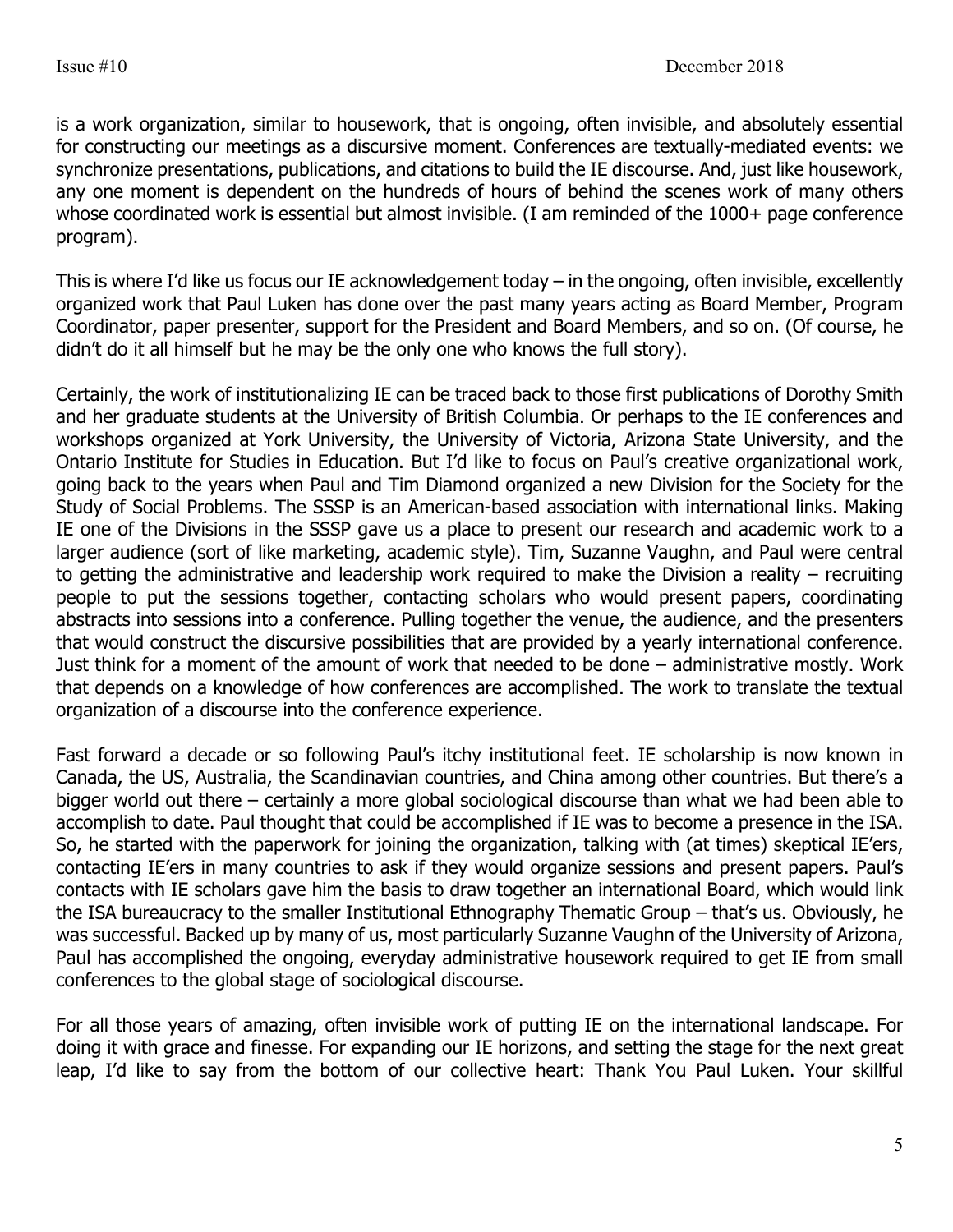is a work organization, similar to housework, that is ongoing, often invisible, and absolutely essential for constructing our meetings as a discursive moment. Conferences are textually-mediated events: we synchronize presentations, publications, and citations to build the IE discourse. And, just like housework, any one moment is dependent on the hundreds of hours of behind the scenes work of many others whose coordinated work is essential but almost invisible. (I am reminded of the 1000+ page conference program).

This is where I'd like us focus our IE acknowledgement today – in the ongoing, often invisible, excellently organized work that Paul Luken has done over the past many years acting as Board Member, Program Coordinator, paper presenter, support for the President and Board Members, and so on. (Of course, he didn't do it all himself but he may be the only one who knows the full story).

Certainly, the work of institutionalizing IE can be traced back to those first publications of Dorothy Smith and her graduate students at the University of British Columbia. Or perhaps to the IE conferences and workshops organized at York University, the University of Victoria, Arizona State University, and the Ontario Institute for Studies in Education. But I'd like to focus on Paul's creative organizational work, going back to the years when Paul and Tim Diamond organized a new Division for the Society for the Study of Social Problems. The SSSP is an American-based association with international links. Making IE one of the Divisions in the SSSP gave us a place to present our research and academic work to a larger audience (sort of like marketing, academic style). Tim, Suzanne Vaughn, and Paul were central to getting the administrative and leadership work required to make the Division a reality – recruiting people to put the sessions together, contacting scholars who would present papers, coordinating abstracts into sessions into a conference. Pulling together the venue, the audience, and the presenters that would construct the discursive possibilities that are provided by a yearly international conference. Just think for a moment of the amount of work that needed to be done – administrative mostly. Work that depends on a knowledge of how conferences are accomplished. The work to translate the textual organization of a discourse into the conference experience.

Fast forward a decade or so following Paul's itchy institutional feet. IE scholarship is now known in Canada, the US, Australia, the Scandinavian countries, and China among other countries. But there's a bigger world out there – certainly a more global sociological discourse than what we had been able to accomplish to date. Paul thought that could be accomplished if IE was to become a presence in the ISA. So, he started with the paperwork for joining the organization, talking with (at times) skeptical IE'ers, contacting IE'ers in many countries to ask if they would organize sessions and present papers. Paul's contacts with IE scholars gave him the basis to draw together an international Board, which would link the ISA bureaucracy to the smaller Institutional Ethnography Thematic Group – that's us. Obviously, he was successful. Backed up by many of us, most particularly Suzanne Vaughn of the University of Arizona, Paul has accomplished the ongoing, everyday administrative housework required to get IE from small conferences to the global stage of sociological discourse.

For all those years of amazing, often invisible work of putting IE on the international landscape. For doing it with grace and finesse. For expanding our IE horizons, and setting the stage for the next great leap, I'd like to say from the bottom of our collective heart: Thank You Paul Luken. Your skillful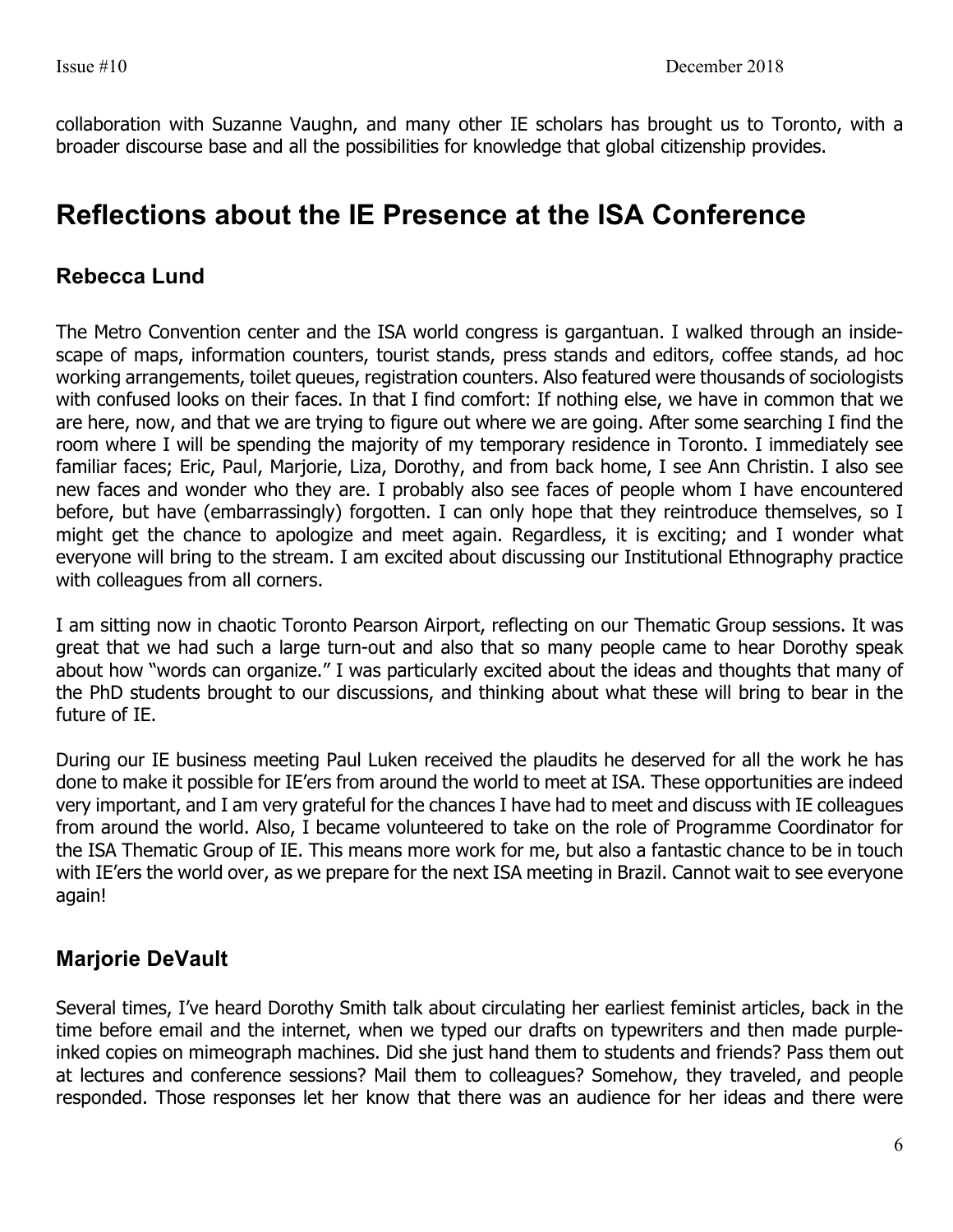collaboration with Suzanne Vaughn, and many other IE scholars has brought us to Toronto, with a broader discourse base and all the possibilities for knowledge that global citizenship provides.

# Reflections about the IE Presence at the ISA Conference

## Rebecca Lund

The Metro Convention center and the ISA world congress is gargantuan. I walked through an inside-scape of maps, information counters, tourist stands, press stands and editors, coffee stands, ad hoc working arrangements, toilet queues, registration counters. Also featured were thousands of sociologists with confused looks on their faces. In that I find comfort: If nothing else, we have in common that we are here, now, and that we are trying to figure out where we are going. After some searching I find the room where I will be spending the majority of my temporary residence in Toronto. I immediately see familiar faces; Eric, Paul, Marjorie, Liza, Dorothy, and from back home, I see Ann Christin. I also see new faces and wonder who they are. I probably also see faces of people whom I have encountered before, but have (embarrassingly) forgotten. I can only hope that they reintroduce themselves, so I might get the chance to apologize and meet again. Regardless, it is exciting; and I wonder what everyone will bring to the stream. I am excited about discussing our Institutional Ethnography practice with colleagues from all corners.

I am sitting now in chaotic Toronto Pearson Airport, reflecting on our Thematic Group sessions. It was great that we had such a large turn-out and also that so many people came to hear Dorothy speak about how "words can organize." I was particularly excited about the ideas and thoughts that many of the PhD students brought to our discussions, and thinking about what these will bring to bear in the future of IE.

During our IE business meeting Paul Luken received the plaudits he deserved for all the work he has done to make it possible for IE'ers from around the world to meet at ISA. These opportunities are indeed very important, and I am very grateful for the chances I have had to meet and discuss with IE colleagues from around the world. Also, I became volunteered to take on the role of Programme Coordinator for the ISA Thematic Group of IE. This means more work for me, but also a fantastic chance to be in touch with IE'ers the world over, as we prepare for the next ISA meeting in Brazil. Cannot wait to see everyone again!

## Marjorie DeVault

Several times, I've heard Dorothy Smith talk about circulating her earliest feminist articles, back in the time before email and the internet, when we typed our drafts on typewriters and then made purple-inked copies on mimeograph machines. Did she just hand them to students and friends? Pass them out at lectures and conference sessions? Mail them to colleagues? Somehow, they traveled, and people responded. Those responses let her know that there was an audience for her ideas and there were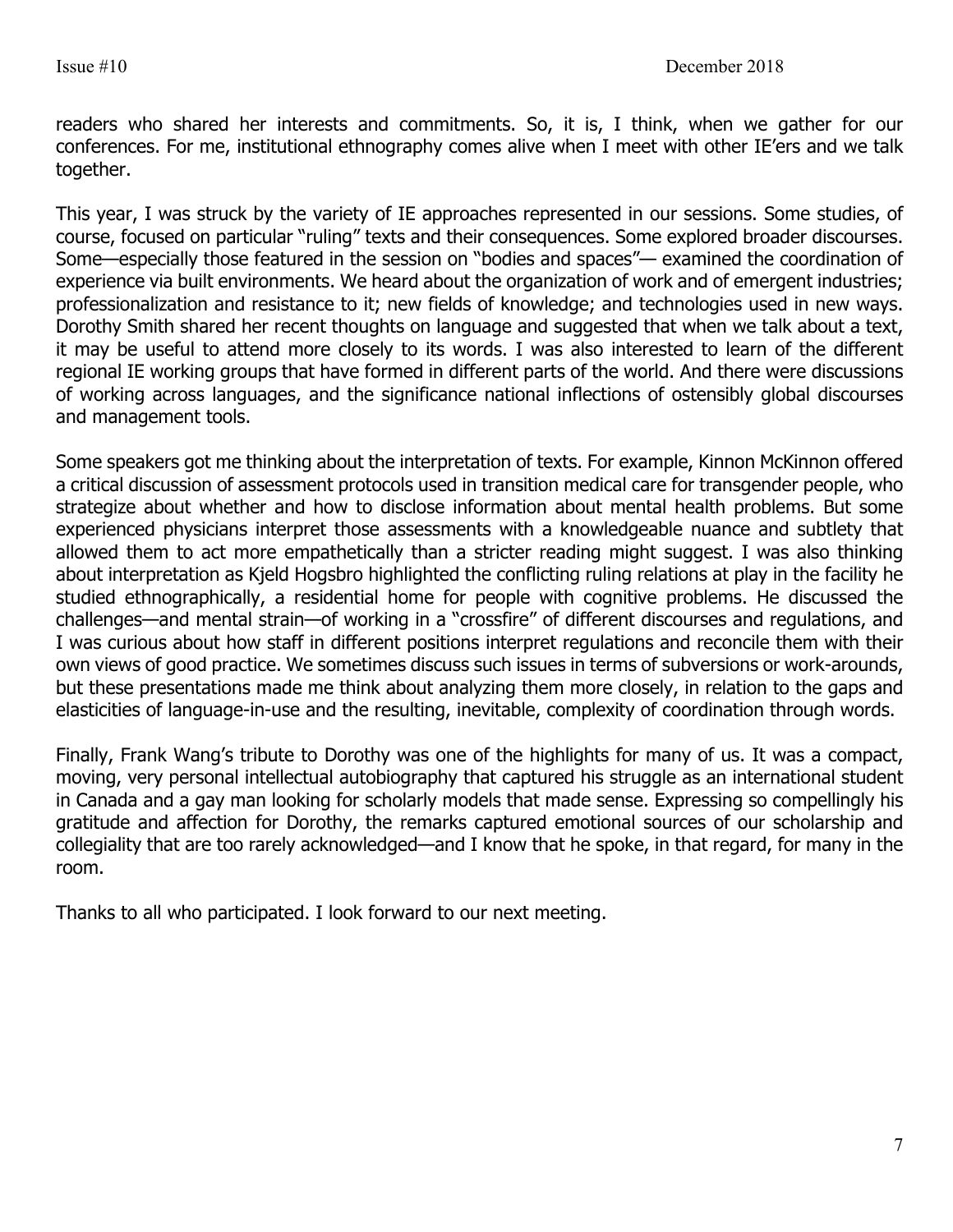readers who shared her interests and commitments. So, it is, I think, when we gather for our conferences. For me, institutional ethnography comes alive when I meet with other IE'ers and we talk together.

This year, I was struck by the variety of IE approaches represented in our sessions. Some studies, of course, focused on particular "ruling" texts and their consequences. Some explored broader discourses. Some—especially those featured in the session on "bodies and spaces"— examined the coordination of experience via built environments. We heard about the organization of work and of emergent industries; professionalization and resistance to it; new fields of knowledge; and technologies used in new ways. Dorothy Smith shared her recent thoughts on language and suggested that when we talk about a text, it may be useful to attend more closely to its words. I was also interested to learn of the different regional IE working groups that have formed in different parts of the world. And there were discussions of working across languages, and the significance national inflections of ostensibly global discourses and management tools.

Some speakers got me thinking about the interpretation of texts. For example, Kinnon McKinnon offered a critical discussion of assessment protocols used in transition medical care for transgender people, who strategize about whether and how to disclose information about mental health problems. But some experienced physicians interpret those assessments with a knowledgeable nuance and subtlety that allowed them to act more empathetically than a stricter reading might suggest. I was also thinking about interpretation as Kjeld Hogsbro highlighted the conflicting ruling relations at play in the facility he studied ethnographically, a residential home for people with cognitive problems. He discussed the challenges—and mental strain—of working in a "crossfire" of different discourses and regulations, and I was curious about how staff in different positions interpret regulations and reconcile them with their own views of good practice. We sometimes discuss such issues in terms of subversions or work-arounds, but these presentations made me think about analyzing them more closely, in relation to the gaps and elasticities of language-in-use and the resulting, inevitable, complexity of coordination through words.

Finally, Frank Wang's tribute to Dorothy was one of the highlights for many of us. It was a compact, moving, very personal intellectual autobiography that captured his struggle as an international student in Canada and a gay man looking for scholarly models that made sense. Expressing so compellingly his gratitude and affection for Dorothy, the remarks captured emotional sources of our scholarship and collegiality that are too rarely acknowledged—and I know that he spoke, in that regard, for many in the room.

Thanks to all who participated. I look forward to our next meeting.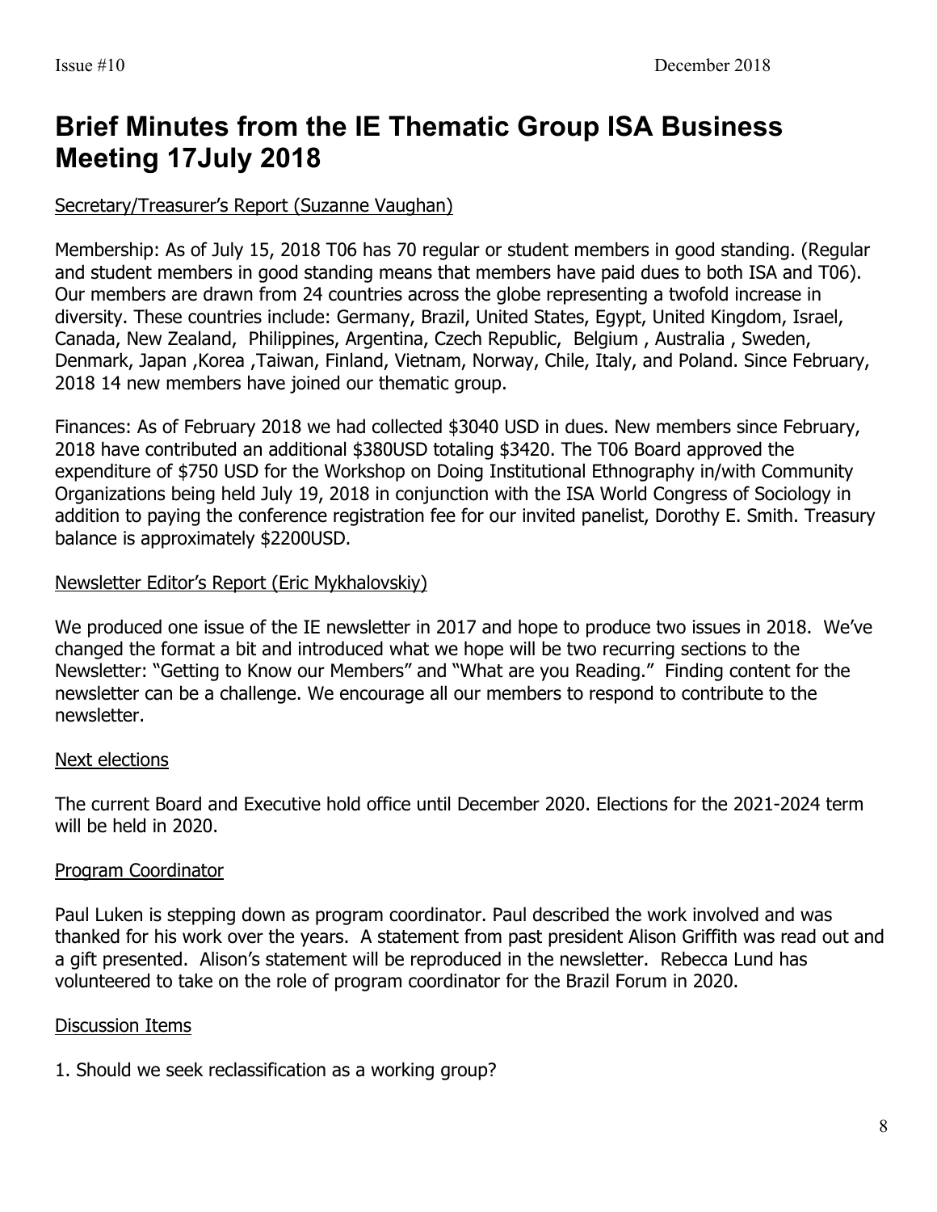# Brief Minutes from the IE Thematic Group ISA Business Meeting 17July 2018

Secretary/Treasurer's Report (Suzanne Vaughan)

Membership: As of July 15, 2018 T06 has 70 regular or student members in good standing. (Regular and student members in good standing means that members have paid dues to both ISA and T06). Our members are drawn from 24 countries across the globe representing a twofold increase in diversity. These countries include: Germany, Brazil, United States, Egypt, United Kingdom, Israel, Canada, New Zealand, Philippines, Argentina, Czech Republic, Belgium , Australia , Sweden, Denmark, Japan ,Korea ,Taiwan, Finland, Vietnam, Norway, Chile, Italy, and Poland. Since February, 2018 14 new members have joined our thematic group.

Finances: As of February 2018 we had collected $3040 USD in dues. New members since February, 2018 have contributed an additional $380USD totaling $3420. The T06 Board approved the expenditure of $750 USD for the Workshop on Doing Institutional Ethnography in/with Community Organizations being held July 19, 2018 in conjunction with the ISA World Congress of Sociology in addition to paying the conference registration fee for our invited panelist, Dorothy E. Smith. Treasury balance is approximately $2200USD.

Newsletter Editor's Report (Eric Mykhalovskiy)

We produced one issue of the IE newsletter in 2017 and hope to produce two issues in 2018. We've changed the format a bit and introduced what we hope will be two recurring sections to the Newsletter: "Getting to Know our Members" and "What are you Reading." Finding content for the newsletter can be a challenge. We encourage all our members to respond to contribute to the newsletter.

Next elections

The current Board and Executive hold office until December 2020. Elections for the 2021-2024 term will be held in 2020.

Program Coordinator

Paul Luken is stepping down as program coordinator. Paul described the work involved and was thanked for his work over the years. A statement from past president Alison Griffith was read out and a gift presented. Alison's statement will be reproduced in the newsletter. Rebecca Lund has volunteered to take on the role of program coordinator for the Brazil Forum in 2020.

Discussion Items

1. Should we seek reclassification as a working group?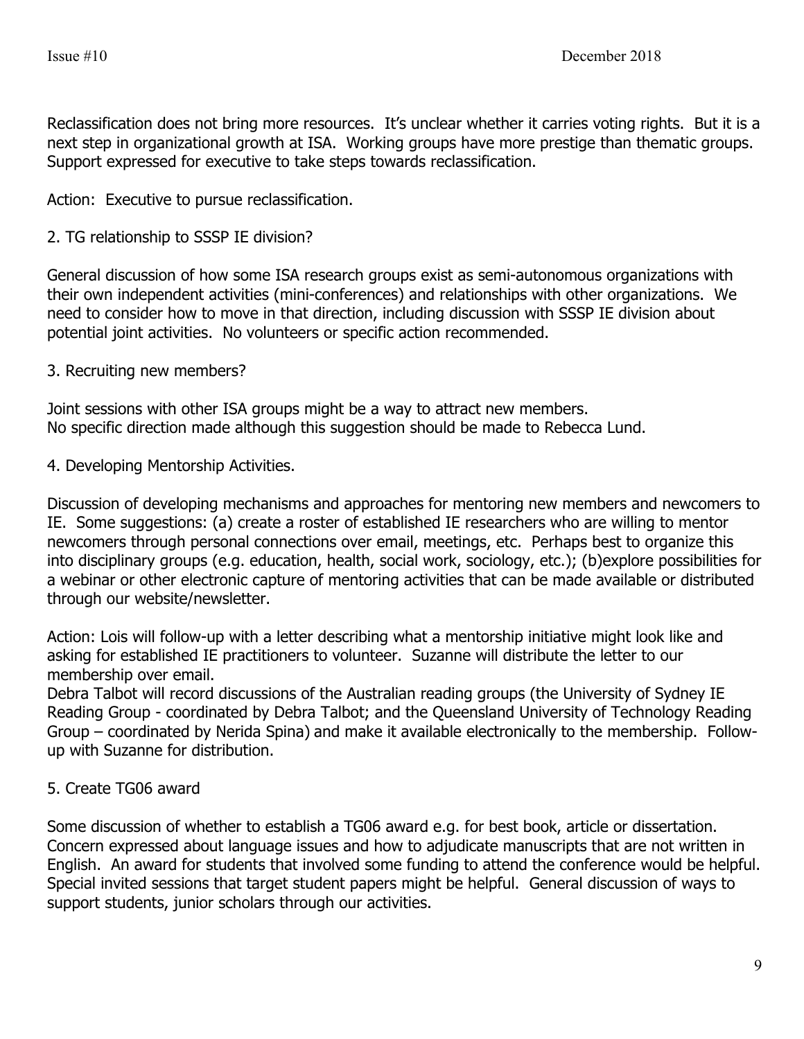Reclassification does not bring more resources. It's unclear whether it carries voting rights. But it is a next step in organizational growth at ISA. Working groups have more prestige than thematic groups. Support expressed for executive to take steps towards reclassification.

Action: Executive to pursue reclassification.

2. TG relationship to SSSP IE division?

General discussion of how some ISA research groups exist as semi-autonomous organizations with their own independent activities (mini-conferences) and relationships with other organizations. We need to consider how to move in that direction, including discussion with SSSP IE division about potential joint activities. No volunteers or specific action recommended.

3. Recruiting new members?

Joint sessions with other ISA groups might be a way to attract new members.
No specific direction made although this suggestion should be made to Rebecca Lund.

4. Developing Mentorship Activities.

Discussion of developing mechanisms and approaches for mentoring new members and newcomers to IE. Some suggestions: (a) create a roster of established IE researchers who are willing to mentor newcomers through personal connections over email, meetings, etc. Perhaps best to organize this into disciplinary groups (e.g. education, health, social work, sociology, etc.); (b)explore possibilities for a webinar or other electronic capture of mentoring activities that can be made available or distributed through our website/newsletter.

Action: Lois will follow-up with a letter describing what a mentorship initiative might look like and asking for established IE practitioners to volunteer. Suzanne will distribute the letter to our membership over email.
Debra Talbot will record discussions of the Australian reading groups (the University of Sydney IE Reading Group - coordinated by Debra Talbot; and the Queensland University of Technology Reading Group – coordinated by Nerida Spina) and make it available electronically to the membership. Follow-up with Suzanne for distribution.

5. Create TG06 award

Some discussion of whether to establish a TG06 award e.g. for best book, article or dissertation. Concern expressed about language issues and how to adjudicate manuscripts that are not written in English. An award for students that involved some funding to attend the conference would be helpful. Special invited sessions that target student papers might be helpful. General discussion of ways to support students, junior scholars through our activities.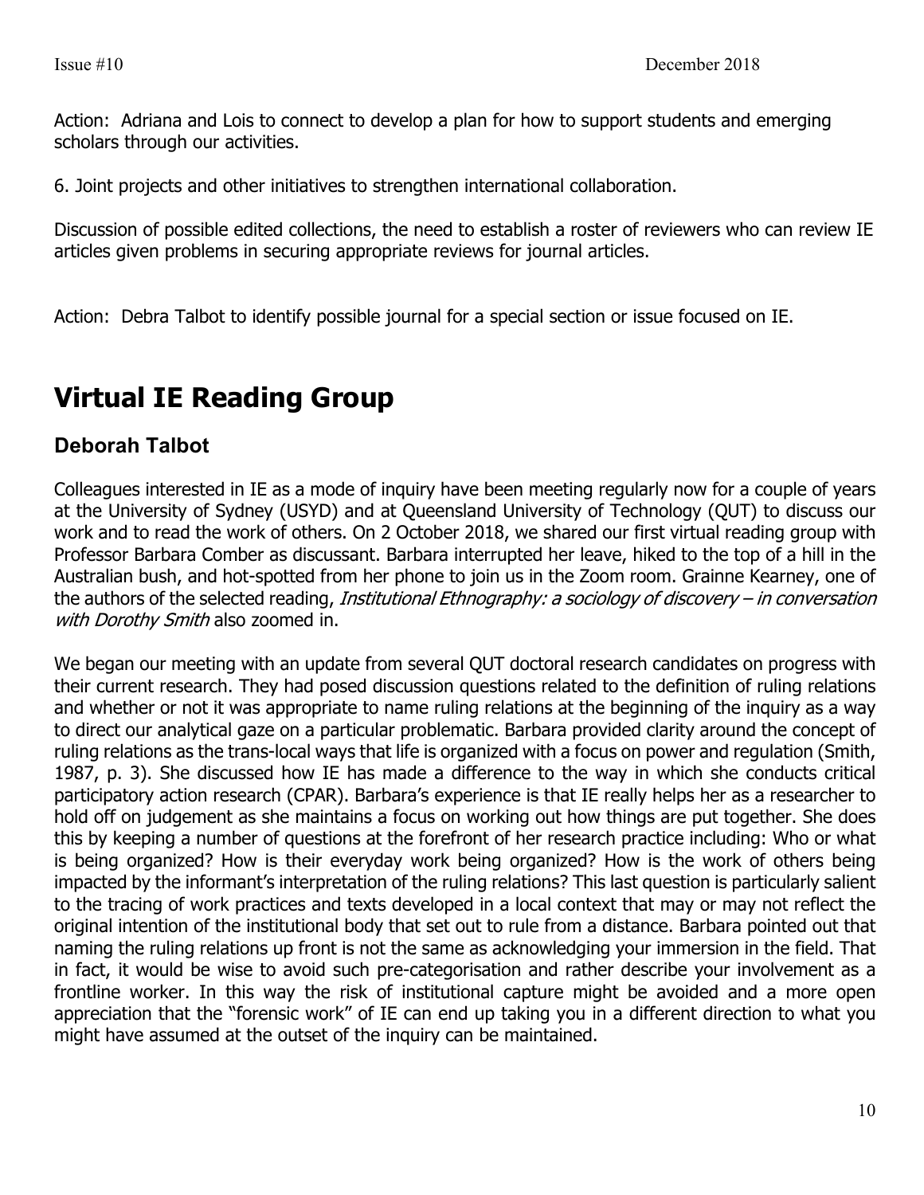Action: Adriana and Lois to connect to develop a plan for how to support students and emerging scholars through our activities.

6. Joint projects and other initiatives to strengthen international collaboration.

Discussion of possible edited collections, the need to establish a roster of reviewers who can review IE articles given problems in securing appropriate reviews for journal articles.

Action: Debra Talbot to identify possible journal for a special section or issue focused on IE.

# Virtual IE Reading Group

## Deborah Talbot

Colleagues interested in IE as a mode of inquiry have been meeting regularly now for a couple of years at the University of Sydney (USYD) and at Queensland University of Technology (QUT) to discuss our work and to read the work of others. On 2 October 2018, we shared our first virtual reading group with Professor Barbara Comber as discussant. Barbara interrupted her leave, hiked to the top of a hill in the Australian bush, and hot-spotted from her phone to join us in the Zoom room. Grainne Kearney, one of the authors of the selected reading, *Institutional Ethnography: a sociology of discovery – in conversation with Dorothy Smith* also zoomed in.

We began our meeting with an update from several QUT doctoral research candidates on progress with their current research. They had posed discussion questions related to the definition of ruling relations and whether or not it was appropriate to name ruling relations at the beginning of the inquiry as a way to direct our analytical gaze on a particular problematic. Barbara provided clarity around the concept of ruling relations as the trans-local ways that life is organized with a focus on power and regulation (Smith, 1987, p. 3). She discussed how IE has made a difference to the way in which she conducts critical participatory action research (CPAR). Barbara's experience is that IE really helps her as a researcher to hold off on judgement as she maintains a focus on working out how things are put together. She does this by keeping a number of questions at the forefront of her research practice including: Who or what is being organized? How is their everyday work being organized? How is the work of others being impacted by the informant's interpretation of the ruling relations? This last question is particularly salient to the tracing of work practices and texts developed in a local context that may or may not reflect the original intention of the institutional body that set out to rule from a distance. Barbara pointed out that naming the ruling relations up front is not the same as acknowledging your immersion in the field. That in fact, it would be wise to avoid such pre-categorisation and rather describe your involvement as a frontline worker. In this way the risk of institutional capture might be avoided and a more open appreciation that the "forensic work" of IE can end up taking you in a different direction to what you might have assumed at the outset of the inquiry can be maintained.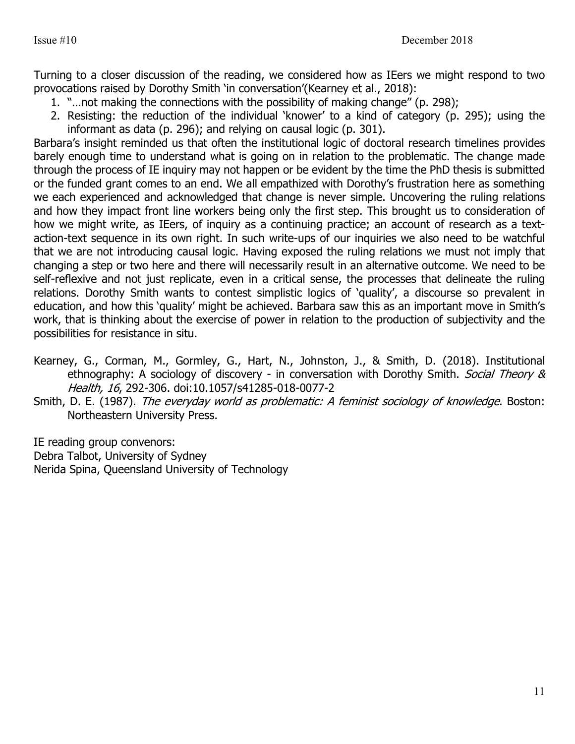Turning to a closer discussion of the reading, we considered how as IEers we might respond to two provocations raised by Dorothy Smith 'in conversation'(Kearney et al., 2018):

1. "…not making the connections with the possibility of making change" (p. 298);
2. Resisting: the reduction of the individual 'knower' to a kind of category (p. 295); using the informant as data (p. 296); and relying on causal logic (p. 301).

Barbara's insight reminded us that often the institutional logic of doctoral research timelines provides barely enough time to understand what is going on in relation to the problematic. The change made through the process of IE inquiry may not happen or be evident by the time the PhD thesis is submitted or the funded grant comes to an end. We all empathized with Dorothy's frustration here as something we each experienced and acknowledged that change is never simple. Uncovering the ruling relations and how they impact front line workers being only the first step. This brought us to consideration of how we might write, as IEers, of inquiry as a continuing practice; an account of research as a text-action-text sequence in its own right. In such write-ups of our inquiries we also need to be watchful that we are not introducing causal logic. Having exposed the ruling relations we must not imply that changing a step or two here and there will necessarily result in an alternative outcome. We need to be self-reflexive and not just replicate, even in a critical sense, the processes that delineate the ruling relations. Dorothy Smith wants to contest simplistic logics of 'quality', a discourse so prevalent in education, and how this 'quality' might be achieved. Barbara saw this as an important move in Smith's work, that is thinking about the exercise of power in relation to the production of subjectivity and the possibilities for resistance in situ.

Kearney, G., Corman, M., Gormley, G., Hart, N., Johnston, J., & Smith, D. (2018). Institutional ethnography: A sociology of discovery - in conversation with Dorothy Smith. *Social Theory & Health, 16*, 292-306. doi:10.1057/s41285-018-0077-2

Smith, D. E. (1987). *The everyday world as problematic: A feminist sociology of knowledge*. Boston: Northeastern University Press.

IE reading group convenors:
Debra Talbot, University of Sydney
Nerida Spina, Queensland University of Technology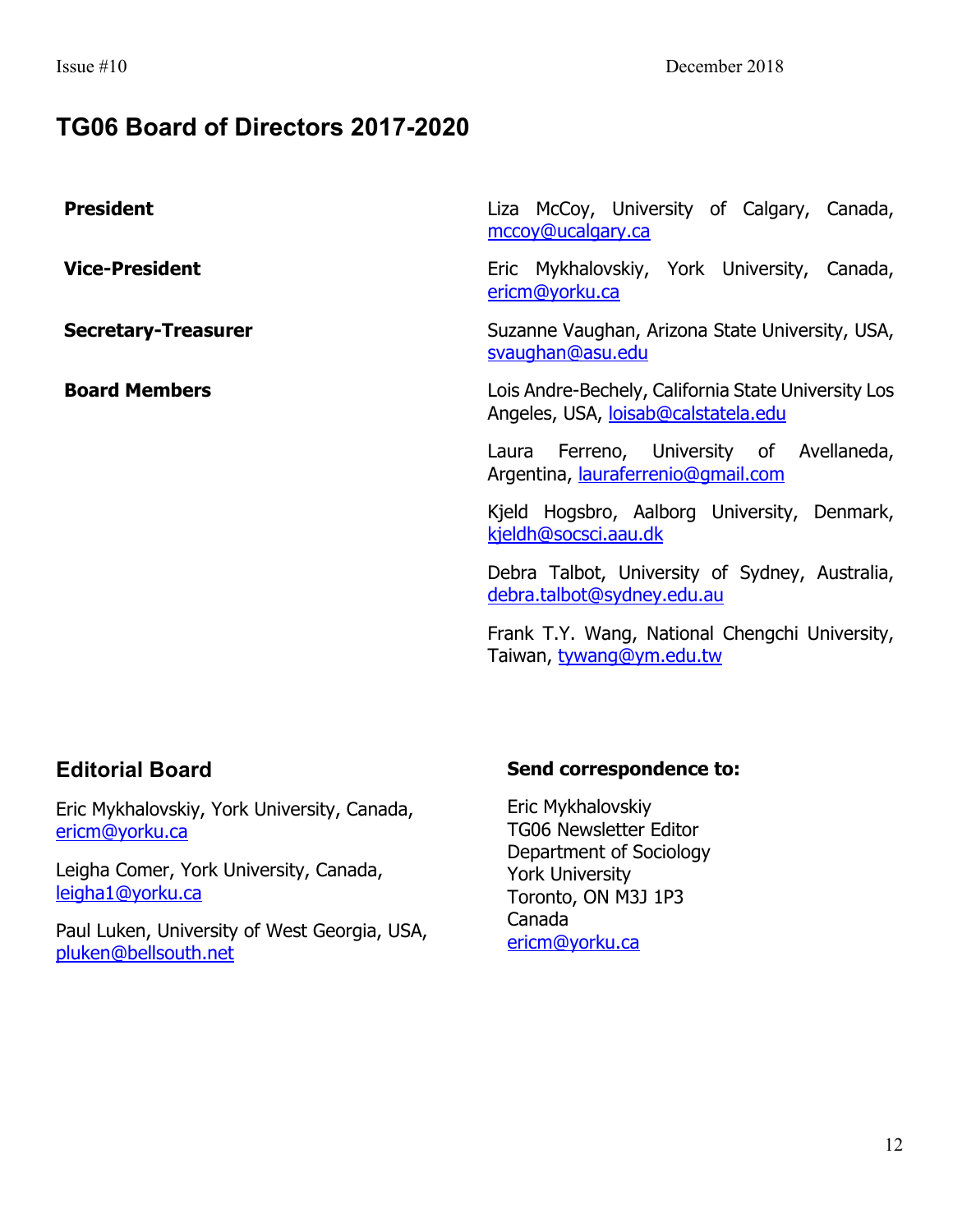## TG06 Board of Directors 2017-2020

| | |
|---|---|
| **President** | Liza McCoy, University of Calgary, Canada, mccoy@ucalgary.ca |
| **Vice-President** | Eric Mykhalovskiy, York University, Canada, ericm@yorku.ca |
| **Secretary-Treasurer** | Suzanne Vaughan, Arizona State University, USA, svaughan@asu.edu |
| **Board Members** | Lois Andre-Bechely, California State University Los Angeles, USA, loisab@calstatela.edu |
| | Laura Ferreno, University of Avellaneda, Argentina, lauraferrenio@gmail.com |
| | Kjeld Hogsbro, Aalborg University, Denmark, kjeldh@socsci.aau.dk |
| | Debra Talbot, University of Sydney, Australia, debra.talbot@sydney.edu.au |
| | Frank T.Y. Wang, National Chengchi University, Taiwan, tywang@ym.edu.tw |

## Editorial Board

Eric Mykhalovskiy, York University, Canada, ericm@yorku.ca

Leigha Comer, York University, Canada, leigha1@yorku.ca

Paul Luken, University of West Georgia, USA, pluken@bellsouth.net

**Send correspondence to:**

Eric Mykhalovskiy
TG06 Newsletter Editor
Department of Sociology
York University
Toronto, ON M3J 1P3
Canada
ericm@yorku.ca